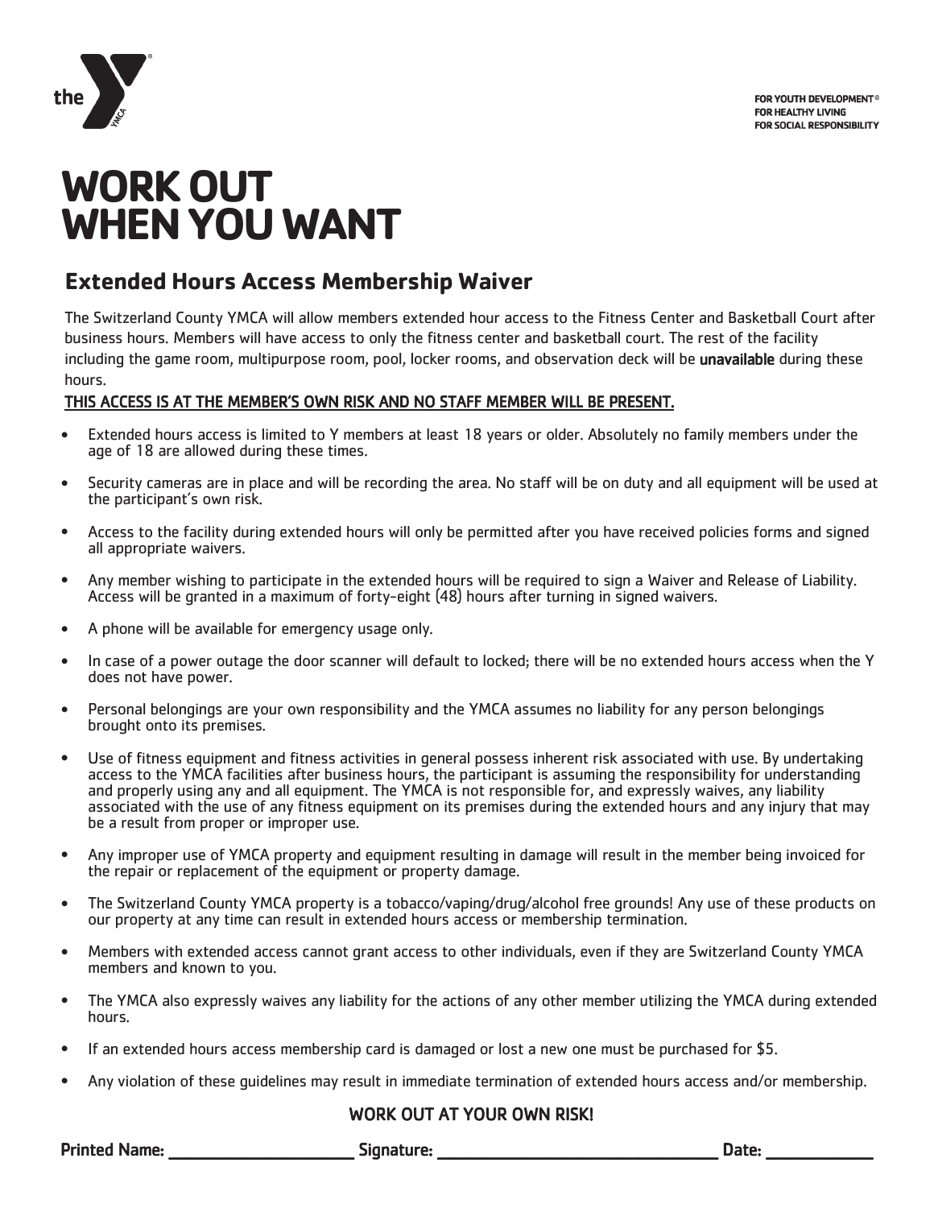the YMCA

FOR YOUTH DEVELOPMENT®
FOR HEALTHY LIVING
FOR SOCIAL RESPONSIBILITY

# WORK OUT WHEN YOU WANT

## Extended Hours Access Membership Waiver

The Switzerland County YMCA will allow members extended hour access to the Fitness Center and Basketball Court after business hours. Members will have access to only the fitness center and basketball court. The rest of the facility including the game room, multipurpose room, pool, locker rooms, and observation deck will be **unavailable** during these hours.

**THIS ACCESS IS AT THE MEMBER'S OWN RISK AND NO STAFF MEMBER WILL BE PRESENT.**

- Extended hours access is limited to Y members at least 18 years or older. Absolutely no family members under the age of 18 are allowed during these times.
- Security cameras are in place and will be recording the area. No staff will be on duty and all equipment will be used at the participant's own risk.
- Access to the facility during extended hours will only be permitted after you have received policies forms and signed all appropriate waivers.
- Any member wishing to participate in the extended hours will be required to sign a Waiver and Release of Liability. Access will be granted in a maximum of forty-eight (48) hours after turning in signed waivers.
- A phone will be available for emergency usage only.
- In case of a power outage the door scanner will default to locked; there will be no extended hours access when the Y does not have power.
- Personal belongings are your own responsibility and the YMCA assumes no liability for any person belongings brought onto its premises.
- Use of fitness equipment and fitness activities in general possess inherent risk associated with use. By undertaking access to the YMCA facilities after business hours, the participant is assuming the responsibility for understanding and properly using any and all equipment. The YMCA is not responsible for, and expressly waives, any liability associated with the use of any fitness equipment on its premises during the extended hours and any injury that may be a result from proper or improper use.
- Any improper use of YMCA property and equipment resulting in damage will result in the member being invoiced for the repair or replacement of the equipment or property damage.
- The Switzerland County YMCA property is a tobacco/vaping/drug/alcohol free grounds! Any use of these products on our property at any time can result in extended hours access or membership termination.
- Members with extended access cannot grant access to other individuals, even if they are Switzerland County YMCA members and known to you.
- The YMCA also expressly waives any liability for the actions of any other member utilizing the YMCA during extended hours.
- If an extended hours access membership card is damaged or lost a new one must be purchased for $5.
- Any violation of these guidelines may result in immediate termination of extended hours access and/or membership.

**WORK OUT AT YOUR OWN RISK!**

**Printed Name:** ____________________ **Signature:** ______________________________ **Date:** ____________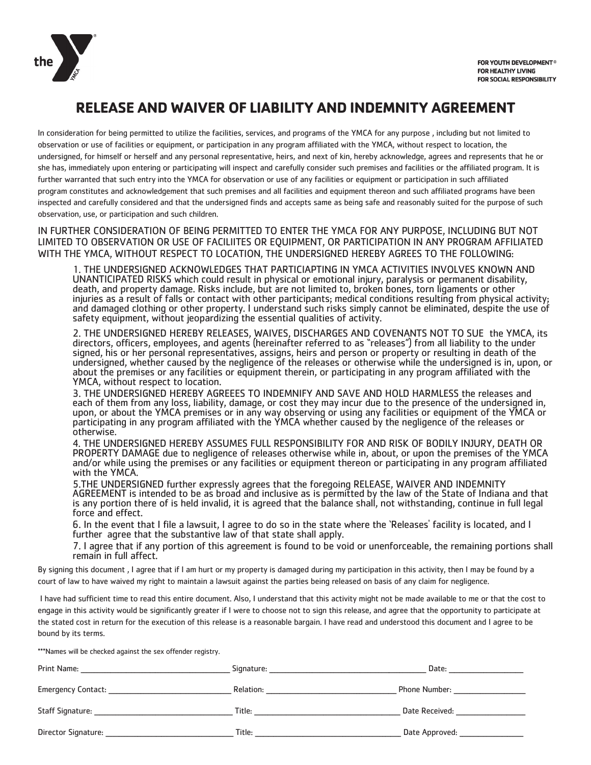the YMCA

FOR YOUTH DEVELOPMENT®
FOR HEALTHY LIVING
FOR SOCIAL RESPONSIBILITY

# RELEASE AND WAIVER OF LIABILITY AND INDEMNITY AGREEMENT

In consideration for being permitted to utilize the facilities, services, and programs of the YMCA for any purpose , including but not limited to observation or use of facilities or equipment, or participation in any program affiliated with the YMCA, without respect to location, the undersigned, for himself or herself and any personal representative, heirs, and next of kin, hereby acknowledge, agrees and represents that he or she has, immediately upon entering or participating will inspect and carefully consider such premises and facilities or the affiliated program. It is further warranted that such entry into the YMCA for observation or use of any facilities or equipment or participation in such affiliated program constitutes and acknowledgement that such premises and all facilities and equipment thereon and such affiliated programs have been inspected and carefully considered and that the undersigned finds and accepts same as being safe and reasonably suited for the purpose of such observation, use, or participation and such children.

IN FURTHER CONSIDERATION OF BEING PERMITTED TO ENTER THE YMCA FOR ANY PURPOSE, INCLUDING BUT NOT LIMITED TO OBSERVATION OR USE OF FACILIITES OR EQUIPMENT, OR PARTICIPATION IN ANY PROGRAM AFFILIATED WITH THE YMCA, WITHOUT RESPECT TO LOCATION, THE UNDERSIGNED HEREBY AGREES TO THE FOLLOWING:

1. THE UNDERSIGNED ACKNOWLEDGES THAT PARTICIAPTING IN YMCA ACTIVITIES INVOLVES KNOWN AND UNANTICIPATED RISKS which could result in physical or emotional injury, paralysis or permanent disability, death, and property damage. Risks include, but are not limited to, broken bones, torn ligaments or other injuries as a result of falls or contact with other participants; medical conditions resulting from physical activity; and damaged clothing or other property. I understand such risks simply cannot be eliminated, despite the use of safety equipment, without jeopardizing the essential qualities of activity.

2. THE UNDERSIGNED HEREBY RELEASES, WAIVES, DISCHARGES AND COVENANTS NOT TO SUE the YMCA, its directors, officers, employees, and agents (hereinafter referred to as "releases") from all liability to the under signed, his or her personal representatives, assigns, heirs and person or property or resulting in death of the undersigned, whether caused by the negligence of the releases or otherwise while the undersigned is in, upon, or about the premises or any facilities or equipment therein, or participating in any program affiliated with the YMCA, without respect to location.

3. THE UNDERSIGNED HEREBY AGREEES TO INDEMNIFY AND SAVE AND HOLD HARMLESS the releases and each of them from any loss, liability, damage, or cost they may incur due to the presence of the undersigned in, upon, or about the YMCA premises or in any way observing or using any facilities or equipment of the YMCA or participating in any program affiliated with the YMCA whether caused by the negligence of the releases or otherwise.

4. THE UNDERSIGNED HEREBY ASSUMES FULL RESPONSIBILITY FOR AND RISK OF BODILY INJURY, DEATH OR PROPERTY DAMAGE due to negligence of releases otherwise while in, about, or upon the premises of the YMCA and/or while using the premises or any facilities or equipment thereon or participating in any program affiliated with the YMCA.

5.THE UNDERSIGNED further expressly agrees that the foregoing RELEASE, WAIVER AND INDEMNITY AGREEMENT is intended to be as broad and inclusive as is permitted by the law of the State of Indiana and that is any portion there of is held invalid, it is agreed that the balance shall, not withstanding, continue in full legal force and effect.

6. In the event that I file a lawsuit, I agree to do so in the state where the 'Releases' facility is located, and I further agree that the substantive law of that state shall apply.

7. I agree that if any portion of this agreement is found to be void or unenforceable, the remaining portions shall remain in full affect.

By signing this document , I agree that if I am hurt or my property is damaged during my participation in this activity, then I may be found by a court of law to have waived my right to maintain a lawsuit against the parties being released on basis of any claim for negligence.

I have had sufficient time to read this entire document. Also, I understand that this activity might not be made available to me or that the cost to engage in this activity would be significantly greater if I were to choose not to sign this release, and agree that the opportunity to participate at the stated cost in return for the execution of this release is a reasonable bargain. I have read and understood this document and I agree to be bound by its terms.

***Names will be checked against the sex offender registry.

Print Name: ______________________ Signature: ______________________ Date: ______________

Emergency Contact: ______________________ Relation: ______________________ Phone Number: ______________

Staff Signature: ______________________ Title: ______________________ Date Received: ______________

Director Signature: ______________________ Title: ______________________ Date Approved: ______________